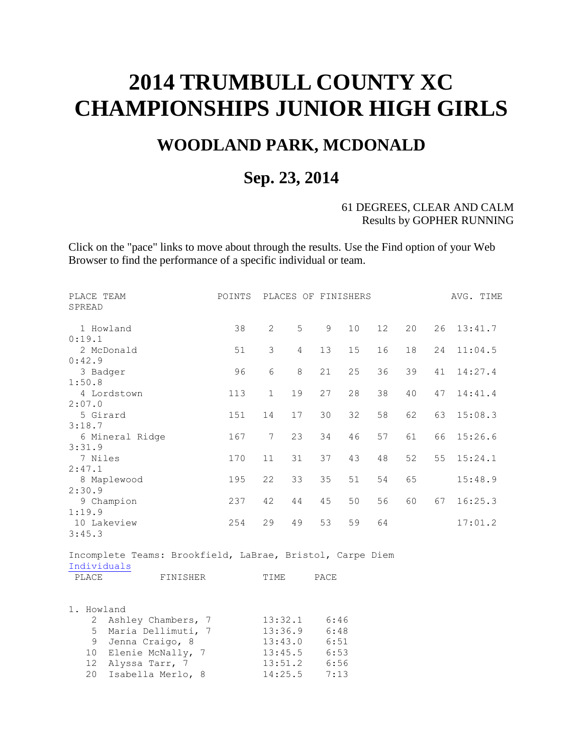# 2014 TRUMBULL COUNTY XC CHAMPIONSHIPS JUNIOR HIGH GIRLS

## WOODLAND PARK, MCDONALD

## Sep. 23, 2014

61 DEGREES, CLEAR AND CALM
Results by GOPHER RUNNING

Click on the "pace" links to move about through the results. Use the Find option of your Web Browser to find the performance of a specific individual or team.

| PLACE | TEAM | POINTS | PLACES OF FINISHERS | | | | | | | AVG. TIME | SPREAD |
|---|---|---|---|---|---|---|---|---|---|---|---|
| 1 | Howland | 38 | 2 | 5 | 9 | 10 | 12 | 20 | 26 | 13:41.7 | 0:19.1 |
| 2 | McDonald | 51 | 3 | 4 | 13 | 15 | 16 | 18 | 24 | 11:04.5 | 0:42.9 |
| 3 | Badger | 96 | 6 | 8 | 21 | 25 | 36 | 39 | 41 | 14:27.4 | 1:50.8 |
| 4 | Lordstown | 113 | 1 | 19 | 27 | 28 | 38 | 40 | 47 | 14:41.4 | 2:07.0 |
| 5 | Girard | 151 | 14 | 17 | 30 | 32 | 58 | 62 | 63 | 15:08.3 | 3:18.7 |
| 6 | Mineral Ridge | 167 | 7 | 23 | 34 | 46 | 57 | 61 | 66 | 15:26.6 | 3:31.9 |
| 7 | Niles | 170 | 11 | 31 | 37 | 43 | 48 | 52 | 55 | 15:24.1 | 2:47.1 |
| 8 | Maplewood | 195 | 22 | 33 | 35 | 51 | 54 | 65 | | 15:48.9 | 2:30.9 |
| 9 | Champion | 237 | 42 | 44 | 45 | 50 | 56 | 60 | 67 | 16:25.3 | 1:19.9 |
| 10 | Lakeview | 254 | 29 | 49 | 53 | 59 | 64 | | | 17:01.2 | 3:45.3 |

Incomplete Teams: Brookfield, LaBrae, Bristol, Carpe Diem

Individuals

| PLACE | FINISHER | TIME | PACE |
|---|---|---|---|
| 1. Howland | | | |
| 2 | Ashley Chambers, 7 | 13:32.1 | 6:46 |
| 5 | Maria Dellimuti, 7 | 13:36.9 | 6:48 |
| 9 | Jenna Craigo, 8 | 13:43.0 | 6:51 |
| 10 | Elenie McNally, 7 | 13:45.5 | 6:53 |
| 12 | Alyssa Tarr, 7 | 13:51.2 | 6:56 |
| 20 | Isabella Merlo, 8 | 14:25.5 | 7:13 |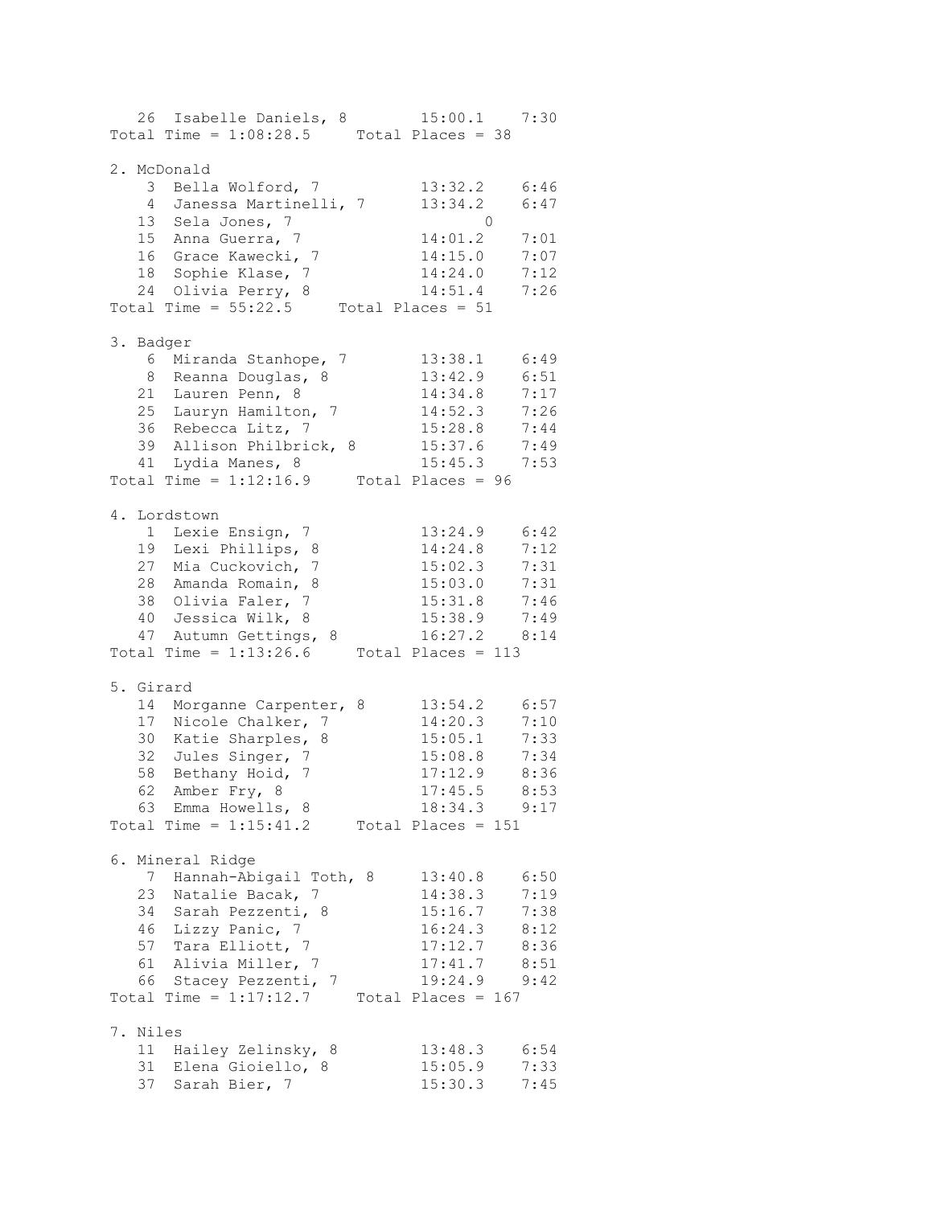```
   26  Isabelle Daniels, 8        15:00.1    7:30
Total Time = 1:08:28.5     Total Places = 38

2. McDonald
    3  Bella Wolford, 7           13:32.2    6:46
    4  Janessa Martinelli, 7      13:34.2    6:47
   13  Sela Jones, 7                    0
   15  Anna Guerra, 7             14:01.2    7:01
   16  Grace Kawecki, 7           14:15.0    7:07
   18  Sophie Klase, 7            14:24.0    7:12
   24  Olivia Perry, 8            14:51.4    7:26
Total Time = 55:22.5     Total Places = 51

3. Badger
    6  Miranda Stanhope, 7        13:38.1    6:49
    8  Reanna Douglas, 8          13:42.9    6:51
   21  Lauren Penn, 8             14:34.8    7:17
   25  Lauryn Hamilton, 7         14:52.3    7:26
   36  Rebecca Litz, 7            15:28.8    7:44
   39  Allison Philbrick, 8       15:37.6    7:49
   41  Lydia Manes, 8             15:45.3    7:53
Total Time = 1:12:16.9     Total Places = 96

4. Lordstown
    1  Lexie Ensign, 7            13:24.9    6:42
   19  Lexi Phillips, 8           14:24.8    7:12
   27  Mia Cuckovich, 7           15:02.3    7:31
   28  Amanda Romain, 8           15:03.0    7:31
   38  Olivia Faler, 7            15:31.8    7:46
   40  Jessica Wilk, 8            15:38.9    7:49
   47  Autumn Gettings, 8         16:27.2    8:14
Total Time = 1:13:26.6     Total Places = 113

5. Girard
   14  Morganne Carpenter, 8      13:54.2    6:57
   17  Nicole Chalker, 7          14:20.3    7:10
   30  Katie Sharples, 8          15:05.1    7:33
   32  Jules Singer, 7            15:08.8    7:34
   58  Bethany Hoid, 7            17:12.9    8:36
   62  Amber Fry, 8               17:45.5    8:53
   63  Emma Howells, 8            18:34.3    9:17
Total Time = 1:15:41.2     Total Places = 151

6. Mineral Ridge
    7  Hannah-Abigail Toth, 8     13:40.8    6:50
   23  Natalie Bacak, 7           14:38.3    7:19
   34  Sarah Pezzenti, 8          15:16.7    7:38
   46  Lizzy Panic, 7             16:24.3    8:12
   57  Tara Elliott, 7            17:12.7    8:36
   61  Alivia Miller, 7           17:41.7    8:51
   66  Stacey Pezzenti, 7         19:24.9    9:42
Total Time = 1:17:12.7     Total Places = 167

7. Niles
   11  Hailey Zelinsky, 8         13:48.3    6:54
   31  Elena Gioiello, 8          15:05.9    7:33
   37  Sarah Bier, 7              15:30.3    7:45
```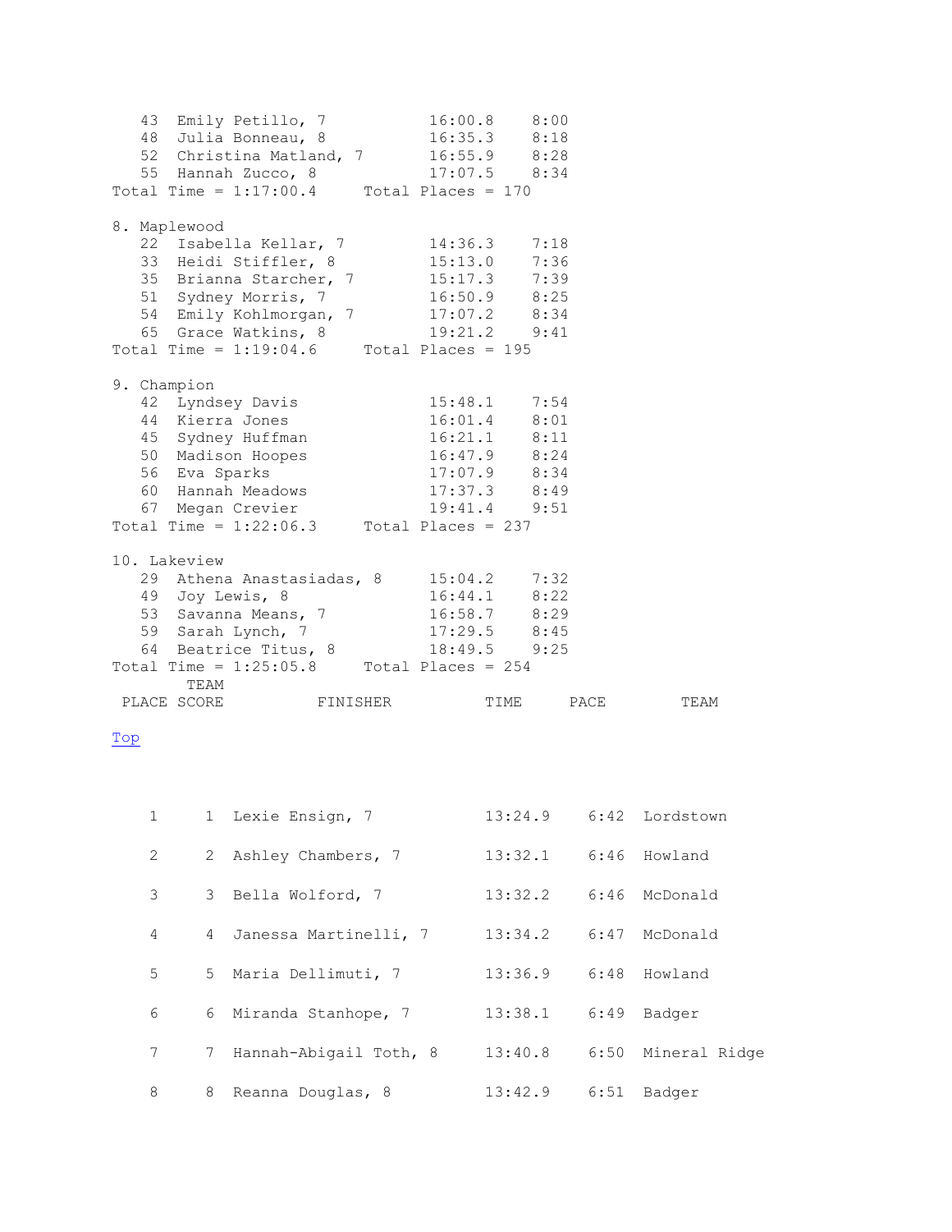```
   43  Emily Petillo, 7          16:00.8    8:00
   48  Julia Bonneau, 8          16:35.3    8:18
   52  Christina Matland, 7      16:55.9    8:28
   55  Hannah Zucco, 8           17:07.5    8:34
Total Time = 1:17:00.4     Total Places = 170

8. Maplewood
   22  Isabella Kellar, 7        14:36.3    7:18
   33  Heidi Stiffler, 8         15:13.0    7:36
   35  Brianna Starcher, 7       15:17.3    7:39
   51  Sydney Morris, 7          16:50.9    8:25
   54  Emily Kohlmorgan, 7       17:07.2    8:34
   65  Grace Watkins, 8          19:21.2    9:41
Total Time = 1:19:04.6     Total Places = 195

9. Champion
   42  Lyndsey Davis             15:48.1    7:54
   44  Kierra Jones              16:01.4    8:01
   45  Sydney Huffman            16:21.1    8:11
   50  Madison Hoopes            16:47.9    8:24
   56  Eva Sparks                17:07.9    8:34
   60  Hannah Meadows            17:37.3    8:49
   67  Megan Crevier             19:41.4    9:51
Total Time = 1:22:06.3     Total Places = 237

10. Lakeview
   29  Athena Anastasiadas, 8    15:04.2    7:32
   49  Joy Lewis, 8              16:44.1    8:22
   53  Savanna Means, 7          16:58.7    8:29
   59  Sarah Lynch, 7            17:29.5    8:45
   64  Beatrice Titus, 8         18:49.5    9:25
Total Time = 1:25:05.8     Total Places = 254
```

| PLACE | TEAM SCORE | FINISHER | TIME | PACE | TEAM |
|---|---|---|---|---|---|

Top

| PLACE | TEAM SCORE | FINISHER | TIME | PACE | TEAM |
|---|---|---|---|---|---|
| 1 | 1 | Lexie Ensign, 7 | 13:24.9 | 6:42 | Lordstown |
| 2 | 2 | Ashley Chambers, 7 | 13:32.1 | 6:46 | Howland |
| 3 | 3 | Bella Wolford, 7 | 13:32.2 | 6:46 | McDonald |
| 4 | 4 | Janessa Martinelli, 7 | 13:34.2 | 6:47 | McDonald |
| 5 | 5 | Maria Dellimuti, 7 | 13:36.9 | 6:48 | Howland |
| 6 | 6 | Miranda Stanhope, 7 | 13:38.1 | 6:49 | Badger |
| 7 | 7 | Hannah-Abigail Toth, 8 | 13:40.8 | 6:50 | Mineral Ridge |
| 8 | 8 | Reanna Douglas, 8 | 13:42.9 | 6:51 | Badger |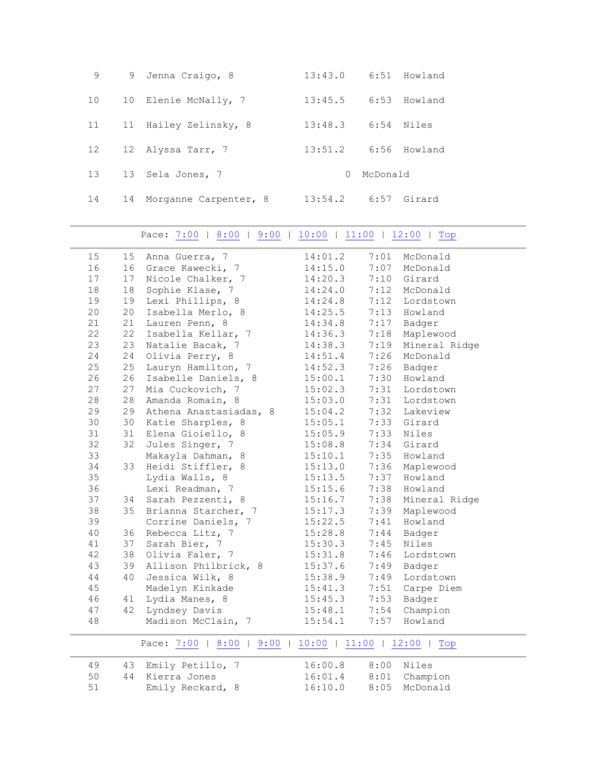| | | | | | |
|---|---|---|---|---|---|
| 9 | 9 | Jenna Craigo, 8 | 13:43.0 | 6:51 | Howland |
| 10 | 10 | Elenie McNally, 7 | 13:45.5 | 6:53 | Howland |
| 11 | 11 | Hailey Zelinsky, 8 | 13:48.3 | 6:54 | Niles |
| 12 | 12 | Alyssa Tarr, 7 | 13:51.2 | 6:56 | Howland |
| 13 | 13 | Sela Jones, 7 | | 0 | McDonald |
| 14 | 14 | Morganne Carpenter, 8 | 13:54.2 | 6:57 | Girard |

Pace: 7:00 | 8:00 | 9:00 | 10:00 | 11:00 | 12:00 | Top

| | | | | | |
|---|---|---|---|---|---|
| 15 | 15 | Anna Guerra, 7 | 14:01.2 | 7:01 | McDonald |
| 16 | 16 | Grace Kawecki, 7 | 14:15.0 | 7:07 | McDonald |
| 17 | 17 | Nicole Chalker, 7 | 14:20.3 | 7:10 | Girard |
| 18 | 18 | Sophie Klase, 7 | 14:24.0 | 7:12 | McDonald |
| 19 | 19 | Lexi Phillips, 8 | 14:24.8 | 7:12 | Lordstown |
| 20 | 20 | Isabella Merlo, 8 | 14:25.5 | 7:13 | Howland |
| 21 | 21 | Lauren Penn, 8 | 14:34.8 | 7:17 | Badger |
| 22 | 22 | Isabella Kellar, 7 | 14:36.3 | 7:18 | Maplewood |
| 23 | 23 | Natalie Bacak, 7 | 14:38.3 | 7:19 | Mineral Ridge |
| 24 | 24 | Olivia Perry, 8 | 14:51.4 | 7:26 | McDonald |
| 25 | 25 | Lauryn Hamilton, 7 | 14:52.3 | 7:26 | Badger |
| 26 | 26 | Isabelle Daniels, 8 | 15:00.1 | 7:30 | Howland |
| 27 | 27 | Mia Cuckovich, 7 | 15:02.3 | 7:31 | Lordstown |
| 28 | 28 | Amanda Romain, 8 | 15:03.0 | 7:31 | Lordstown |
| 29 | 29 | Athena Anastasiadas, 8 | 15:04.2 | 7:32 | Lakeview |
| 30 | 30 | Katie Sharples, 8 | 15:05.1 | 7:33 | Girard |
| 31 | 31 | Elena Gioiello, 8 | 15:05.9 | 7:33 | Niles |
| 32 | 32 | Jules Singer, 7 | 15:08.8 | 7:34 | Girard |
| 33 | | Makayla Dahman, 8 | 15:10.1 | 7:35 | Howland |
| 34 | 33 | Heidi Stiffler, 8 | 15:13.0 | 7:36 | Maplewood |
| 35 | | Lydia Walls, 8 | 15:13.5 | 7:37 | Howland |
| 36 | | Lexi Readman, 7 | 15:15.6 | 7:38 | Howland |
| 37 | 34 | Sarah Pezzenti, 8 | 15:16.7 | 7:38 | Mineral Ridge |
| 38 | 35 | Brianna Starcher, 7 | 15:17.3 | 7:39 | Maplewood |
| 39 | | Corrine Daniels, 7 | 15:22.5 | 7:41 | Howland |
| 40 | 36 | Rebecca Litz, 7 | 15:28.8 | 7:44 | Badger |
| 41 | 37 | Sarah Bier, 7 | 15:30.3 | 7:45 | Niles |
| 42 | 38 | Olivia Faler, 7 | 15:31.8 | 7:46 | Lordstown |
| 43 | 39 | Allison Philbrick, 8 | 15:37.6 | 7:49 | Badger |
| 44 | 40 | Jessica Wilk, 8 | 15:38.9 | 7:49 | Lordstown |
| 45 | | Madelyn Kinkade | 15:41.3 | 7:51 | Carpe Diem |
| 46 | 41 | Lydia Manes, 8 | 15:45.3 | 7:53 | Badger |
| 47 | 42 | Lyndsey Davis | 15:48.1 | 7:54 | Champion |
| 48 | | Madison McClain, 7 | 15:54.1 | 7:57 | Howland |

Pace: 7:00 | 8:00 | 9:00 | 10:00 | 11:00 | 12:00 | Top

| | | | | | |
|---|---|---|---|---|---|
| 49 | 43 | Emily Petillo, 7 | 16:00.8 | 8:00 | Niles |
| 50 | 44 | Kierra Jones | 16:01.4 | 8:01 | Champion |
| 51 | | Emily Reckard, 8 | 16:10.0 | 8:05 | McDonald |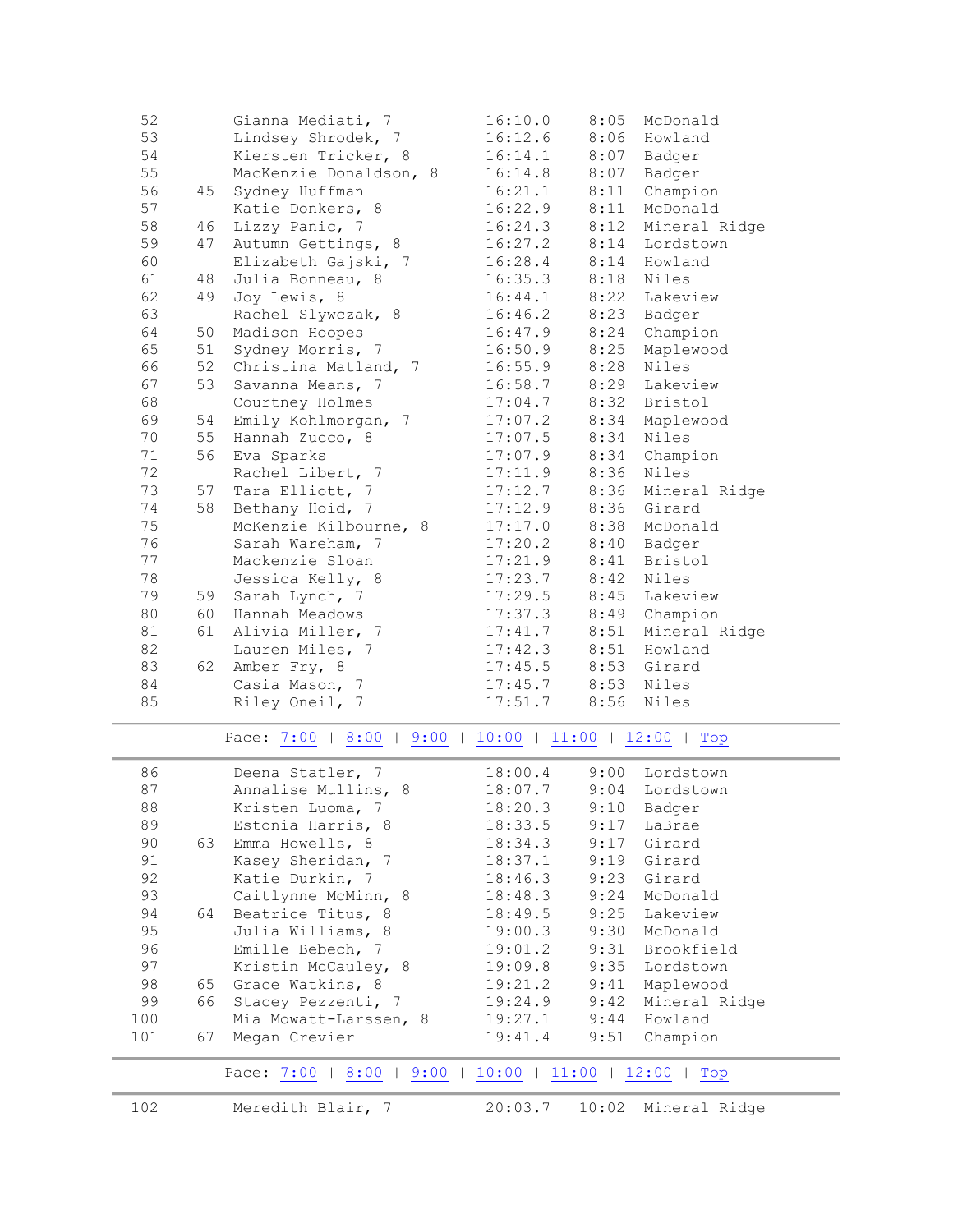| | | | | | |
|---|---|---|---|---|---|
| 52 | | Gianna Mediati, 7 | 16:10.0 | 8:05 | McDonald |
| 53 | | Lindsey Shrodek, 7 | 16:12.6 | 8:06 | Howland |
| 54 | | Kiersten Tricker, 8 | 16:14.1 | 8:07 | Badger |
| 55 | | MacKenzie Donaldson, 8 | 16:14.8 | 8:07 | Badger |
| 56 | 45 | Sydney Huffman | 16:21.1 | 8:11 | Champion |
| 57 | | Katie Donkers, 8 | 16:22.9 | 8:11 | McDonald |
| 58 | 46 | Lizzy Panic, 7 | 16:24.3 | 8:12 | Mineral Ridge |
| 59 | 47 | Autumn Gettings, 8 | 16:27.2 | 8:14 | Lordstown |
| 60 | | Elizabeth Gajski, 7 | 16:28.4 | 8:14 | Howland |
| 61 | 48 | Julia Bonneau, 8 | 16:35.3 | 8:18 | Niles |
| 62 | 49 | Joy Lewis, 8 | 16:44.1 | 8:22 | Lakeview |
| 63 | | Rachel Slywczak, 8 | 16:46.2 | 8:23 | Badger |
| 64 | 50 | Madison Hoopes | 16:47.9 | 8:24 | Champion |
| 65 | 51 | Sydney Morris, 7 | 16:50.9 | 8:25 | Maplewood |
| 66 | 52 | Christina Matland, 7 | 16:55.9 | 8:28 | Niles |
| 67 | 53 | Savanna Means, 7 | 16:58.7 | 8:29 | Lakeview |
| 68 | | Courtney Holmes | 17:04.7 | 8:32 | Bristol |
| 69 | 54 | Emily Kohlmorgan, 7 | 17:07.2 | 8:34 | Maplewood |
| 70 | 55 | Hannah Zucco, 8 | 17:07.5 | 8:34 | Niles |
| 71 | 56 | Eva Sparks | 17:07.9 | 8:34 | Champion |
| 72 | | Rachel Libert, 7 | 17:11.9 | 8:36 | Niles |
| 73 | 57 | Tara Elliott, 7 | 17:12.7 | 8:36 | Mineral Ridge |
| 74 | 58 | Bethany Hoid, 7 | 17:12.9 | 8:36 | Girard |
| 75 | | McKenzie Kilbourne, 8 | 17:17.0 | 8:38 | McDonald |
| 76 | | Sarah Wareham, 7 | 17:20.2 | 8:40 | Badger |
| 77 | | Mackenzie Sloan | 17:21.9 | 8:41 | Bristol |
| 78 | | Jessica Kelly, 8 | 17:23.7 | 8:42 | Niles |
| 79 | 59 | Sarah Lynch, 7 | 17:29.5 | 8:45 | Lakeview |
| 80 | 60 | Hannah Meadows | 17:37.3 | 8:49 | Champion |
| 81 | 61 | Alivia Miller, 7 | 17:41.7 | 8:51 | Mineral Ridge |
| 82 | | Lauren Miles, 7 | 17:42.3 | 8:51 | Howland |
| 83 | 62 | Amber Fry, 8 | 17:45.5 | 8:53 | Girard |
| 84 | | Casia Mason, 7 | 17:45.7 | 8:53 | Niles |
| 85 | | Riley Oneil, 7 | 17:51.7 | 8:56 | Niles |

Pace: 7:00 | 8:00 | 9:00 | 10:00 | 11:00 | 12:00 | Top

| | | | | | |
|---|---|---|---|---|---|
| 86 | | Deena Statler, 7 | 18:00.4 | 9:00 | Lordstown |
| 87 | | Annalise Mullins, 8 | 18:07.7 | 9:04 | Lordstown |
| 88 | | Kristen Luoma, 7 | 18:20.3 | 9:10 | Badger |
| 89 | | Estonia Harris, 8 | 18:33.5 | 9:17 | LaBrae |
| 90 | 63 | Emma Howells, 8 | 18:34.3 | 9:17 | Girard |
| 91 | | Kasey Sheridan, 7 | 18:37.1 | 9:19 | Girard |
| 92 | | Katie Durkin, 7 | 18:46.3 | 9:23 | Girard |
| 93 | | Caitlynne McMinn, 8 | 18:48.3 | 9:24 | McDonald |
| 94 | 64 | Beatrice Titus, 8 | 18:49.5 | 9:25 | Lakeview |
| 95 | | Julia Williams, 8 | 19:00.3 | 9:30 | McDonald |
| 96 | | Emille Bebech, 7 | 19:01.2 | 9:31 | Brookfield |
| 97 | | Kristin McCauley, 8 | 19:09.8 | 9:35 | Lordstown |
| 98 | 65 | Grace Watkins, 8 | 19:21.2 | 9:41 | Maplewood |
| 99 | 66 | Stacey Pezzenti, 7 | 19:24.9 | 9:42 | Mineral Ridge |
| 100 | | Mia Mowatt-Larssen, 8 | 19:27.1 | 9:44 | Howland |
| 101 | 67 | Megan Crevier | 19:41.4 | 9:51 | Champion |

Pace: 7:00 | 8:00 | 9:00 | 10:00 | 11:00 | 12:00 | Top

| | | | | | |
|---|---|---|---|---|---|
| 102 | | Meredith Blair, 7 | 20:03.7 | 10:02 | Mineral Ridge |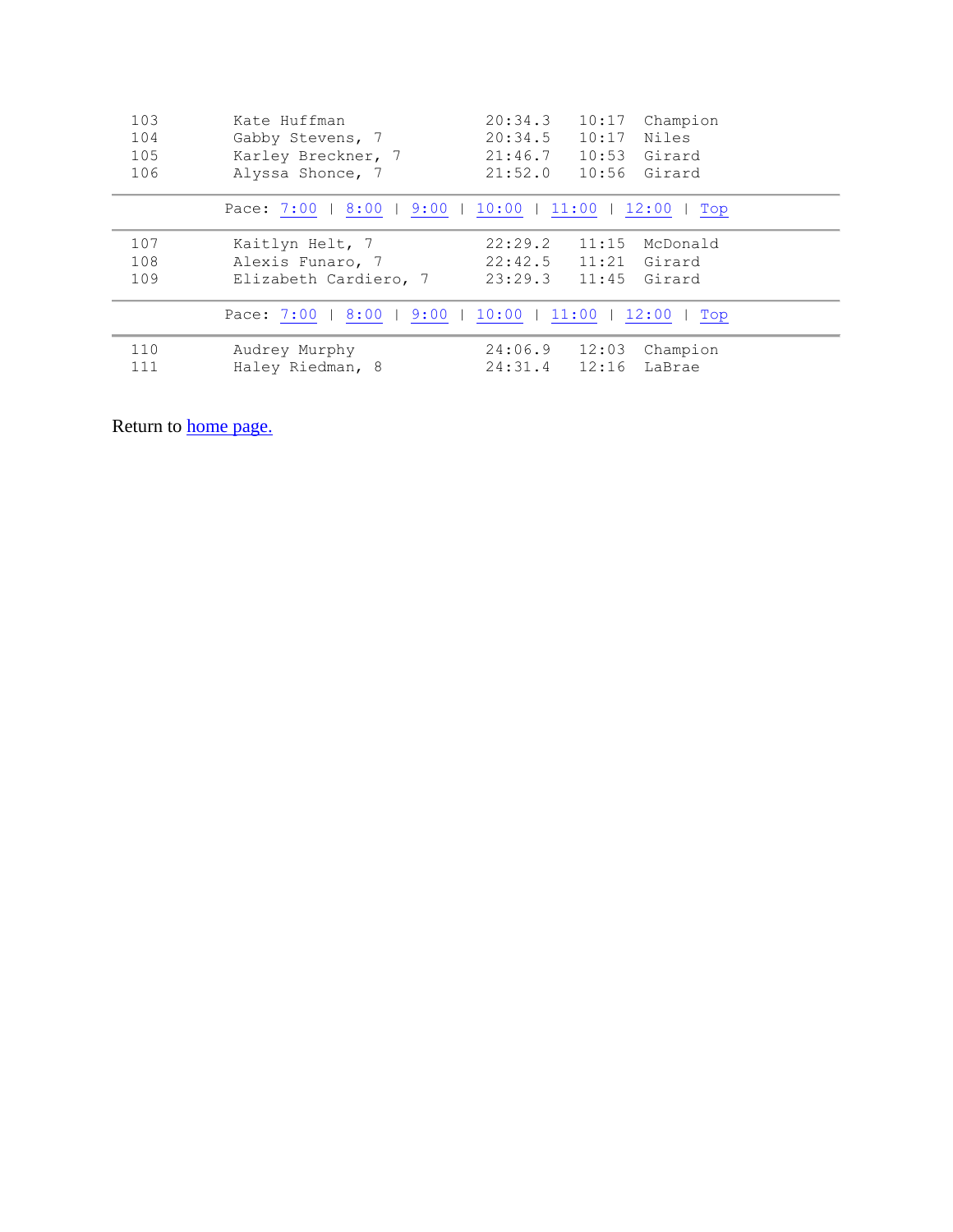| | | | | |
|---|---|---|---|---|
| 103 | Kate Huffman | 20:34.3 | 10:17 | Champion |
| 104 | Gabby Stevens, 7 | 20:34.5 | 10:17 | Niles |
| 105 | Karley Breckner, 7 | 21:46.7 | 10:53 | Girard |
| 106 | Alyssa Shonce, 7 | 21:52.0 | 10:56 | Girard |

Pace: 7:00 | 8:00 | 9:00 | 10:00 | 11:00 | 12:00 | Top

| | | | | |
|---|---|---|---|---|
| 107 | Kaitlyn Helt, 7 | 22:29.2 | 11:15 | McDonald |
| 108 | Alexis Funaro, 7 | 22:42.5 | 11:21 | Girard |
| 109 | Elizabeth Cardiero, 7 | 23:29.3 | 11:45 | Girard |

Pace: 7:00 | 8:00 | 9:00 | 10:00 | 11:00 | 12:00 | Top

| | | | | |
|---|---|---|---|---|
| 110 | Audrey Murphy | 24:06.9 | 12:03 | Champion |
| 111 | Haley Riedman, 8 | 24:31.4 | 12:16 | LaBrae |

Return to home page.